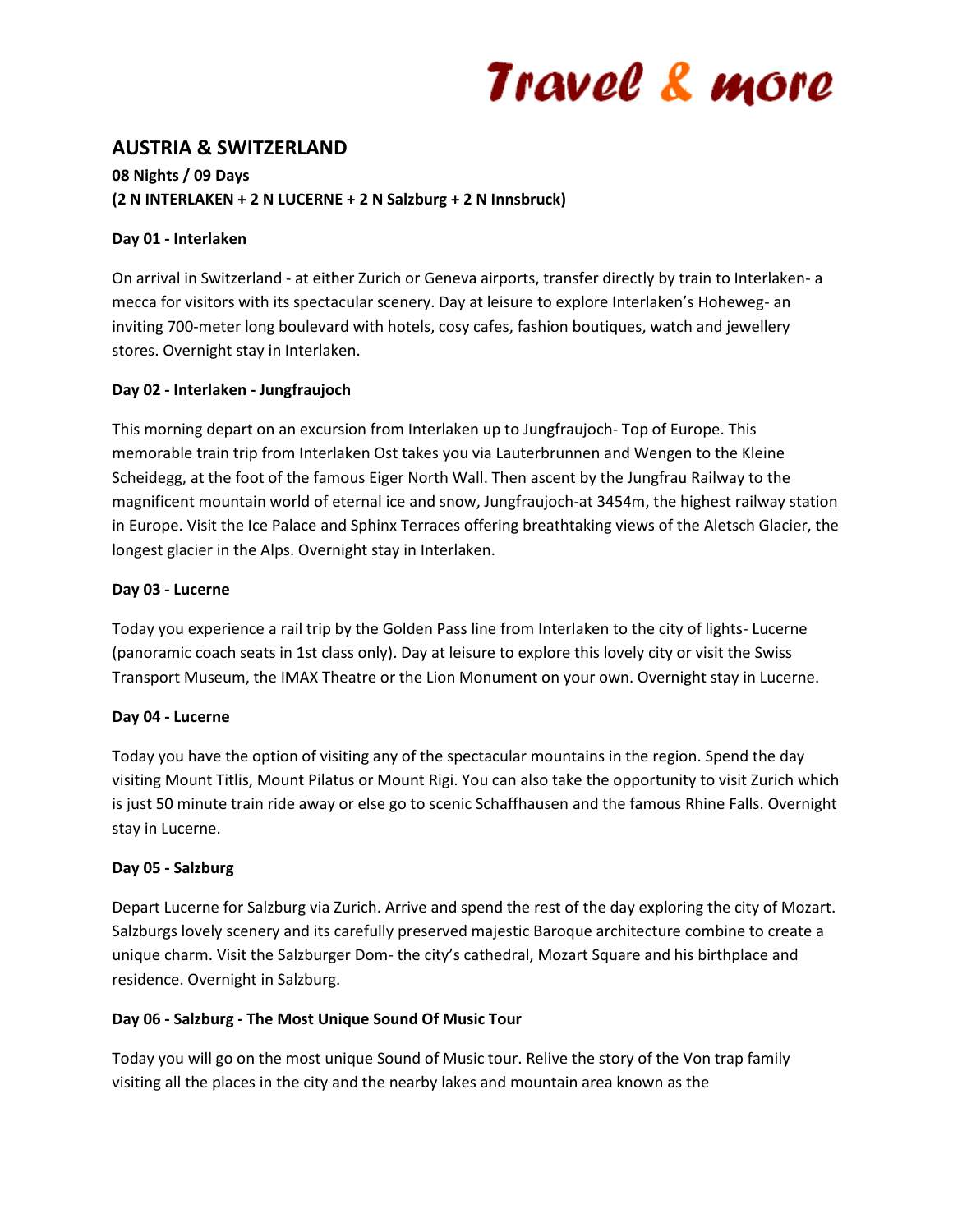# Travel & more

## AUSTRIA & SWITZERLAND

**08 Nights / 09 Days**
**(2 N INTERLAKEN + 2 N LUCERNE + 2 N Salzburg + 2 N Innsbruck)**

**Day 01 - Interlaken**

On arrival in Switzerland - at either Zurich or Geneva airports, transfer directly by train to Interlaken- a mecca for visitors with its spectacular scenery. Day at leisure to explore Interlaken's Hoheweg- an inviting 700-meter long boulevard with hotels, cosy cafes, fashion boutiques, watch and jewellery stores. Overnight stay in Interlaken.

**Day 02 - Interlaken - Jungfraujoch**

This morning depart on an excursion from Interlaken up to Jungfraujoch- Top of Europe. This memorable train trip from Interlaken Ost takes you via Lauterbrunnen and Wengen to the Kleine Scheidegg, at the foot of the famous Eiger North Wall. Then ascent by the Jungfrau Railway to the magnificent mountain world of eternal ice and snow, Jungfraujoch-at 3454m, the highest railway station in Europe. Visit the Ice Palace and Sphinx Terraces offering breathtaking views of the Aletsch Glacier, the longest glacier in the Alps. Overnight stay in Interlaken.

**Day 03 - Lucerne**

Today you experience a rail trip by the Golden Pass line from Interlaken to the city of lights- Lucerne (panoramic coach seats in 1st class only). Day at leisure to explore this lovely city or visit the Swiss Transport Museum, the IMAX Theatre or the Lion Monument on your own. Overnight stay in Lucerne.

**Day 04 - Lucerne**

Today you have the option of visiting any of the spectacular mountains in the region. Spend the day visiting Mount Titlis, Mount Pilatus or Mount Rigi. You can also take the opportunity to visit Zurich which is just 50 minute train ride away or else go to scenic Schaffhausen and the famous Rhine Falls. Overnight stay in Lucerne.

**Day 05 - Salzburg**

Depart Lucerne for Salzburg via Zurich. Arrive and spend the rest of the day exploring the city of Mozart. Salzburgs lovely scenery and its carefully preserved majestic Baroque architecture combine to create a unique charm. Visit the Salzburger Dom- the city's cathedral, Mozart Square and his birthplace and residence. Overnight in Salzburg.

**Day 06 - Salzburg - The Most Unique Sound Of Music Tour**

Today you will go on the most unique Sound of Music tour. Relive the story of the Von trap family visiting all the places in the city and the nearby lakes and mountain area known as the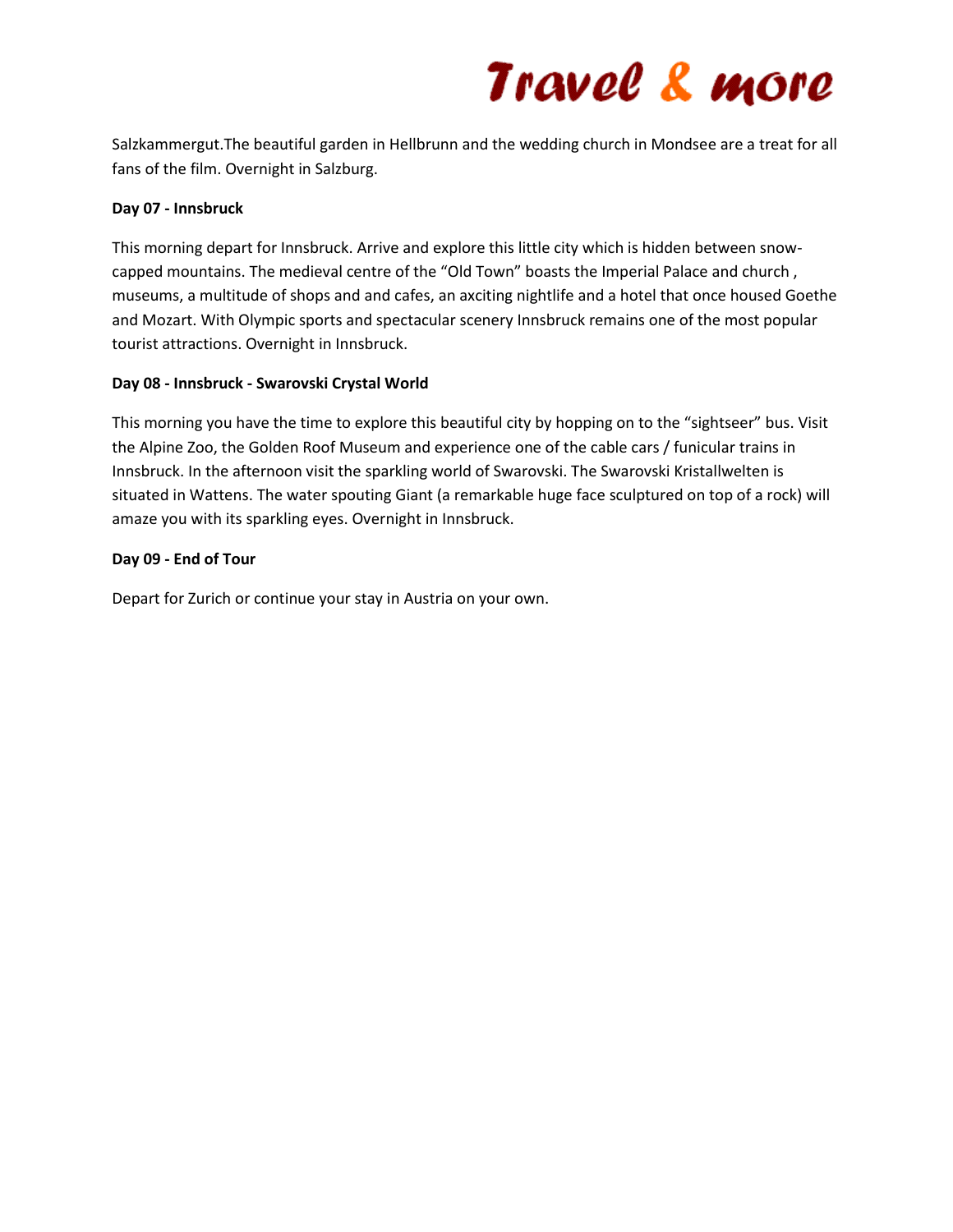Salzkammergut.The beautiful garden in Hellbrunn and the wedding church in Mondsee are a treat for all fans of the film. Overnight in Salzburg.

**Day 07 - Innsbruck**

This morning depart for Innsbruck. Arrive and explore this little city which is hidden between snow-capped mountains. The medieval centre of the “Old Town” boasts the Imperial Palace and church , museums, a multitude of shops and and cafes, an axciting nightlife and a hotel that once housed Goethe and Mozart. With Olympic sports and spectacular scenery Innsbruck remains one of the most popular tourist attractions. Overnight in Innsbruck.

**Day 08 - Innsbruck - Swarovski Crystal World**

This morning you have the time to explore this beautiful city by hopping on to the “sightseer” bus. Visit the Alpine Zoo, the Golden Roof Museum and experience one of the cable cars / funicular trains in Innsbruck. In the afternoon visit the sparkling world of Swarovski. The Swarovski Kristallwelten is situated in Wattens. The water spouting Giant (a remarkable huge face sculptured on top of a rock) will amaze you with its sparkling eyes. Overnight in Innsbruck.

**Day 09 - End of Tour**

Depart for Zurich or continue your stay in Austria on your own.